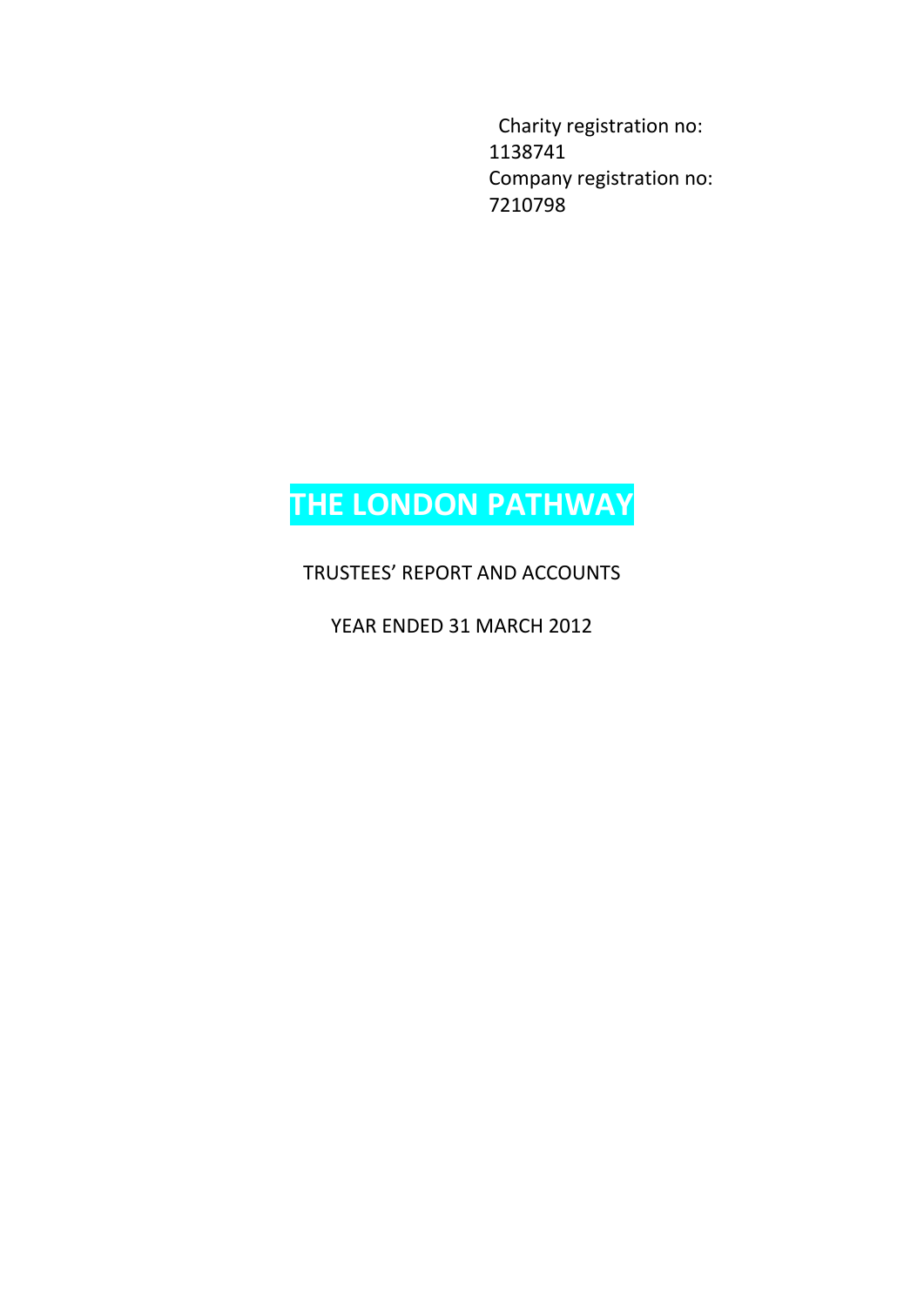Charity registration no: 1138741
Company registration no: 7210798

# THE LONDON PATHWAY

TRUSTEES' REPORT AND ACCOUNTS

YEAR ENDED 31 MARCH 2012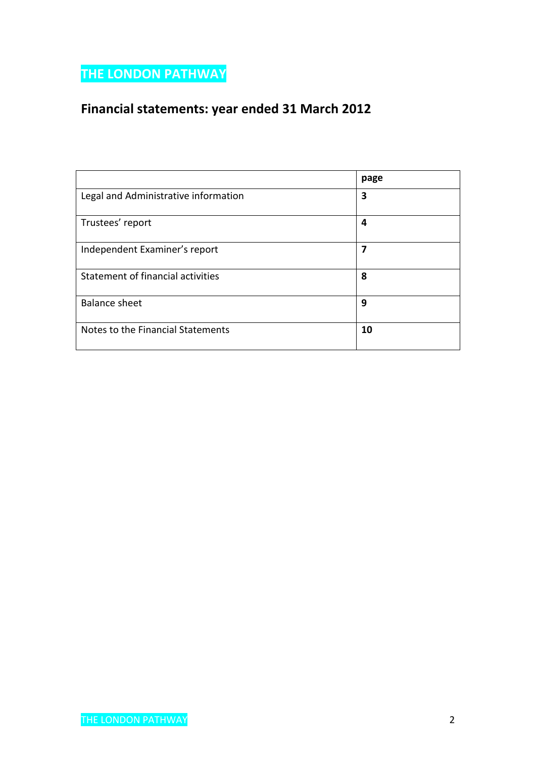# THE LONDON PATHWAY

## Financial statements: year ended 31 March 2012

| | page |
|---|---|
| Legal and Administrative information | 3 |
| Trustees' report | 4 |
| Independent Examiner's report | 7 |
| Statement of financial activities | 8 |
| Balance sheet | 9 |
| Notes to the Financial Statements | 10 |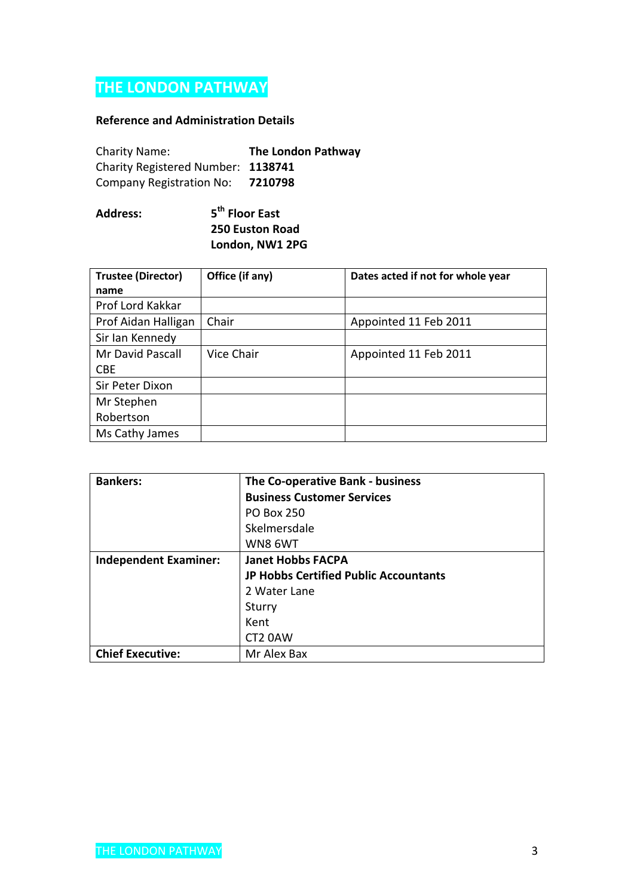# THE LONDON PATHWAY

**Reference and Administration Details**

Charity Name: **The London Pathway**
Charity Registered Number: **1138741**
Company Registration No: **7210798**

**Address:** **5th Floor East**
**250 Euston Road**
**London, NW1 2PG**

| Trustee (Director) name | Office (if any) | Dates acted if not for whole year |
|---|---|---|
| Prof Lord Kakkar | | |
| Prof Aidan Halligan | Chair | Appointed 11 Feb 2011 |
| Sir Ian Kennedy | | |
| Mr David Pascall CBE | Vice Chair | Appointed 11 Feb 2011 |
| Sir Peter Dixon | | |
| Mr Stephen Robertson | | |
| Ms Cathy James | | |

| | |
|---|---|
| **Bankers:** | **The Co-operative Bank - business**<br>**Business Customer Services**<br>PO Box 250<br>Skelmersdale<br>WN8 6WT |
| **Independent Examiner:** | **Janet Hobbs FACPA**<br>**JP Hobbs Certified Public Accountants**<br>2 Water Lane<br>Sturry<br>Kent<br>CT2 0AW |
| **Chief Executive:** | Mr Alex Bax |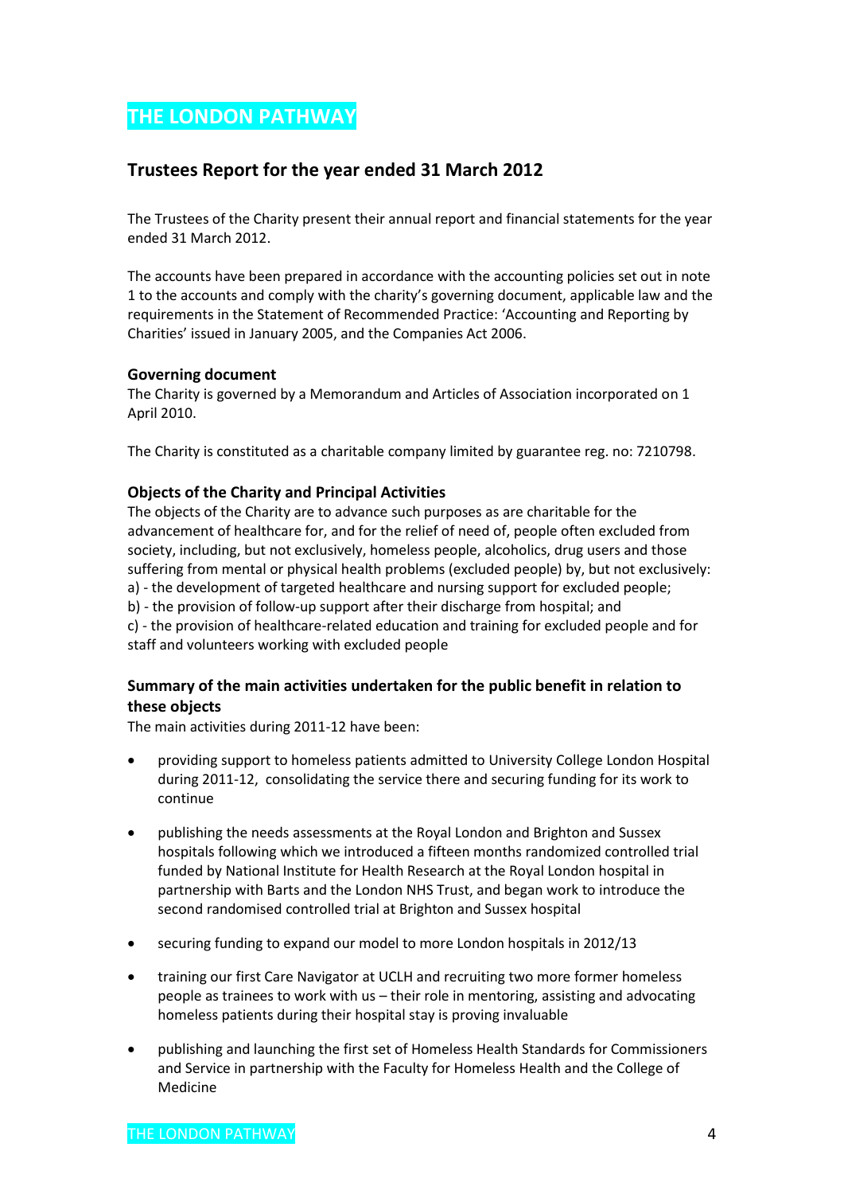# THE LONDON PATHWAY

## Trustees Report for the year ended 31 March 2012

The Trustees of the Charity present their annual report and financial statements for the year ended 31 March 2012.

The accounts have been prepared in accordance with the accounting policies set out in note 1 to the accounts and comply with the charity's governing document, applicable law and the requirements in the Statement of Recommended Practice: 'Accounting and Reporting by Charities' issued in January 2005, and the Companies Act 2006.

### Governing document

The Charity is governed by a Memorandum and Articles of Association incorporated on 1 April 2010.

The Charity is constituted as a charitable company limited by guarantee reg. no: 7210798.

### Objects of the Charity and Principal Activities

The objects of the Charity are to advance such purposes as are charitable for the advancement of healthcare for, and for the relief of need of, people often excluded from society, including, but not exclusively, homeless people, alcoholics, drug users and those suffering from mental or physical health problems (excluded people) by, but not exclusively:
a) - the development of targeted healthcare and nursing support for excluded people;
b) - the provision of follow-up support after their discharge from hospital; and
c) - the provision of healthcare-related education and training for excluded people and for staff and volunteers working with excluded people

### Summary of the main activities undertaken for the public benefit in relation to these objects

The main activities during 2011-12 have been:

- providing support to homeless patients admitted to University College London Hospital during 2011-12, consolidating the service there and securing funding for its work to continue
- publishing the needs assessments at the Royal London and Brighton and Sussex hospitals following which we introduced a fifteen months randomized controlled trial funded by National Institute for Health Research at the Royal London hospital in partnership with Barts and the London NHS Trust, and began work to introduce the second randomised controlled trial at Brighton and Sussex hospital
- securing funding to expand our model to more London hospitals in 2012/13
- training our first Care Navigator at UCLH and recruiting two more former homeless people as trainees to work with us – their role in mentoring, assisting and advocating homeless patients during their hospital stay is proving invaluable
- publishing and launching the first set of Homeless Health Standards for Commissioners and Service in partnership with the Faculty for Homeless Health and the College of Medicine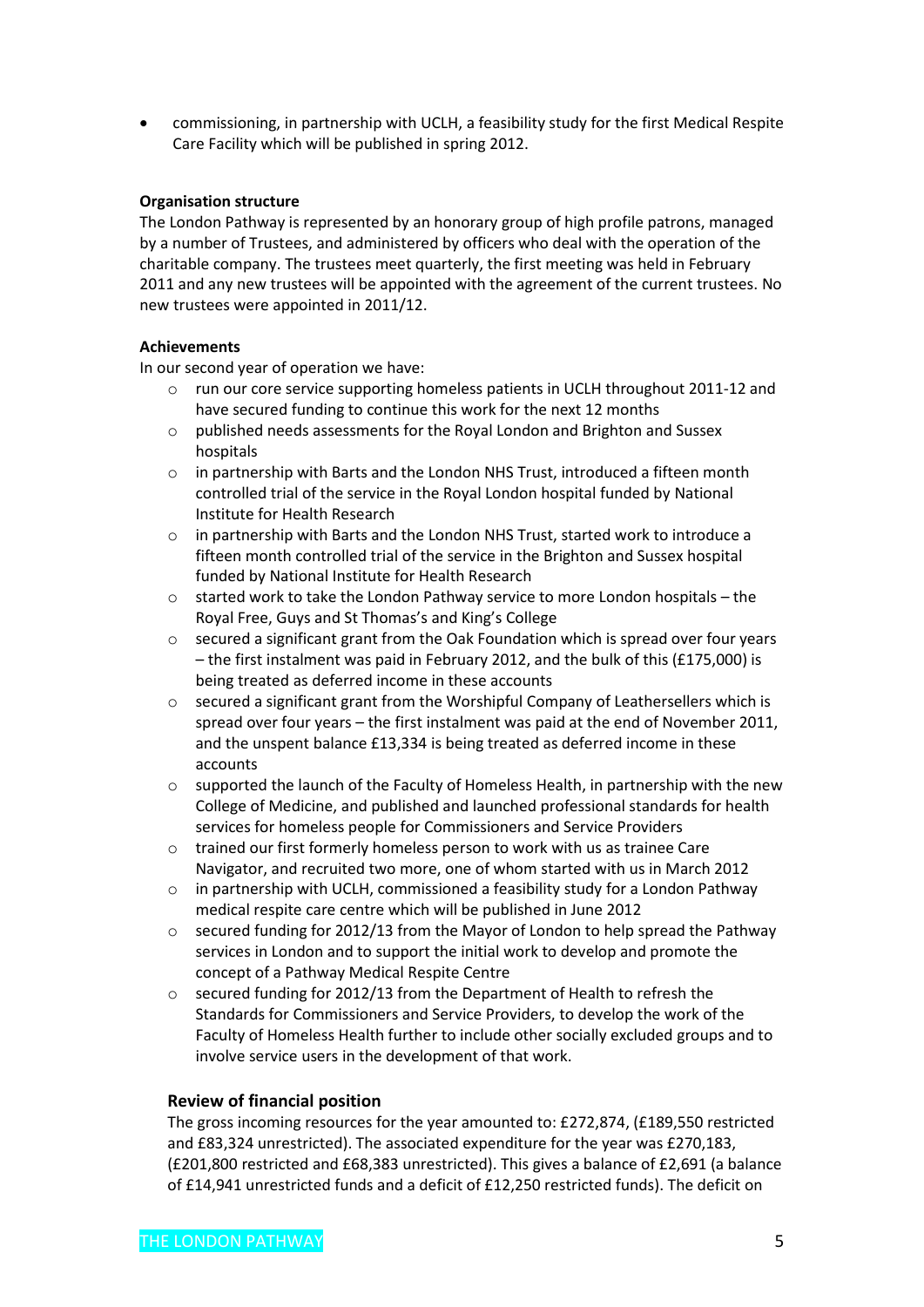- commissioning, in partnership with UCLH, a feasibility study for the first Medical Respite Care Facility which will be published in spring 2012.

**Organisation structure**

The London Pathway is represented by an honorary group of high profile patrons, managed by a number of Trustees, and administered by officers who deal with the operation of the charitable company. The trustees meet quarterly, the first meeting was held in February 2011 and any new trustees will be appointed with the agreement of the current trustees. No new trustees were appointed in 2011/12.

**Achievements**

In our second year of operation we have:

- run our core service supporting homeless patients in UCLH throughout 2011-12 and have secured funding to continue this work for the next 12 months
- published needs assessments for the Royal London and Brighton and Sussex hospitals
- in partnership with Barts and the London NHS Trust, introduced a fifteen month controlled trial of the service in the Royal London hospital funded by National Institute for Health Research
- in partnership with Barts and the London NHS Trust, started work to introduce a fifteen month controlled trial of the service in the Brighton and Sussex hospital funded by National Institute for Health Research
- started work to take the London Pathway service to more London hospitals – the Royal Free, Guys and St Thomas's and King's College
- secured a significant grant from the Oak Foundation which is spread over four years – the first instalment was paid in February 2012, and the bulk of this (£175,000) is being treated as deferred income in these accounts
- secured a significant grant from the Worshipful Company of Leathersellers which is spread over four years – the first instalment was paid at the end of November 2011, and the unspent balance £13,334 is being treated as deferred income in these accounts
- supported the launch of the Faculty of Homeless Health, in partnership with the new College of Medicine, and published and launched professional standards for health services for homeless people for Commissioners and Service Providers
- trained our first formerly homeless person to work with us as trainee Care Navigator, and recruited two more, one of whom started with us in March 2012
- in partnership with UCLH, commissioned a feasibility study for a London Pathway medical respite care centre which will be published in June 2012
- secured funding for 2012/13 from the Mayor of London to help spread the Pathway services in London and to support the initial work to develop and promote the concept of a Pathway Medical Respite Centre
- secured funding for 2012/13 from the Department of Health to refresh the Standards for Commissioners and Service Providers, to develop the work of the Faculty of Homeless Health further to include other socially excluded groups and to involve service users in the development of that work.

**Review of financial position**

The gross incoming resources for the year amounted to: £272,874, (£189,550 restricted and £83,324 unrestricted). The associated expenditure for the year was £270,183, (£201,800 restricted and £68,383 unrestricted). This gives a balance of £2,691 (a balance of £14,941 unrestricted funds and a deficit of £12,250 restricted funds). The deficit on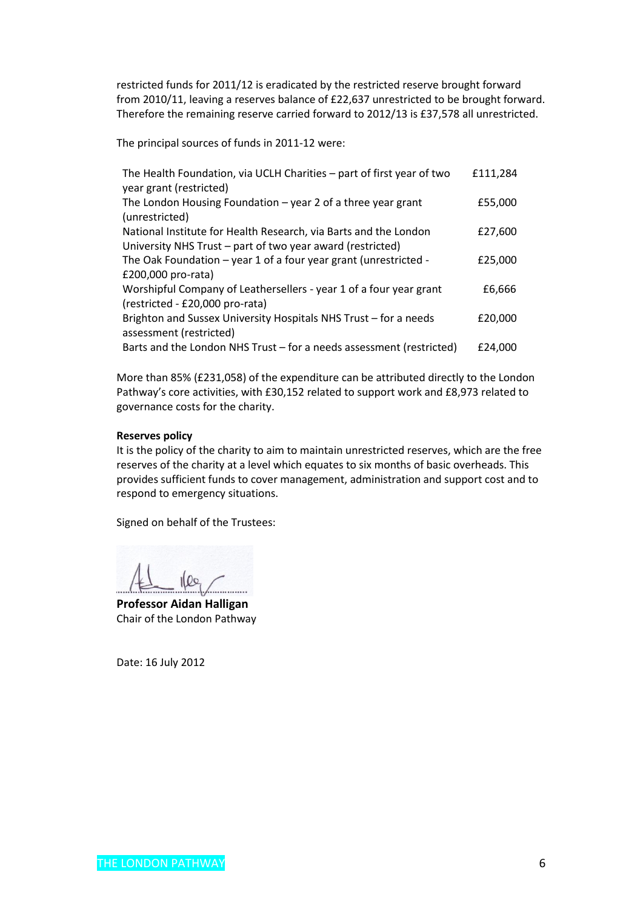restricted funds for 2011/12 is eradicated by the restricted reserve brought forward from 2010/11, leaving a reserves balance of £22,637 unrestricted to be brought forward. Therefore the remaining reserve carried forward to 2012/13 is £37,578 all unrestricted.

The principal sources of funds in 2011-12 were:

| | |
|---|---|
| The Health Foundation, via UCLH Charities – part of first year of two year grant (restricted) | £111,284 |
| The London Housing Foundation – year 2 of a three year grant (unrestricted) | £55,000 |
| National Institute for Health Research, via Barts and the London University NHS Trust – part of two year award (restricted) | £27,600 |
| The Oak Foundation – year 1 of a four year grant (unrestricted - £200,000 pro-rata) | £25,000 |
| Worshipful Company of Leathersellers - year 1 of a four year grant (restricted - £20,000 pro-rata) | £6,666 |
| Brighton and Sussex University Hospitals NHS Trust – for a needs assessment (restricted) | £20,000 |
| Barts and the London NHS Trust – for a needs assessment (restricted) | £24,000 |

More than 85% (£231,058) of the expenditure can be attributed directly to the London Pathway's core activities, with £30,152 related to support work and £8,973 related to governance costs for the charity.

**Reserves policy**

It is the policy of the charity to aim to maintain unrestricted reserves, which are the free reserves of the charity at a level which equates to six months of basic overheads. This provides sufficient funds to cover management, administration and support cost and to respond to emergency situations.

Signed on behalf of the Trustees:

**Professor Aidan Halligan**
Chair of the London Pathway

Date: 16 July 2012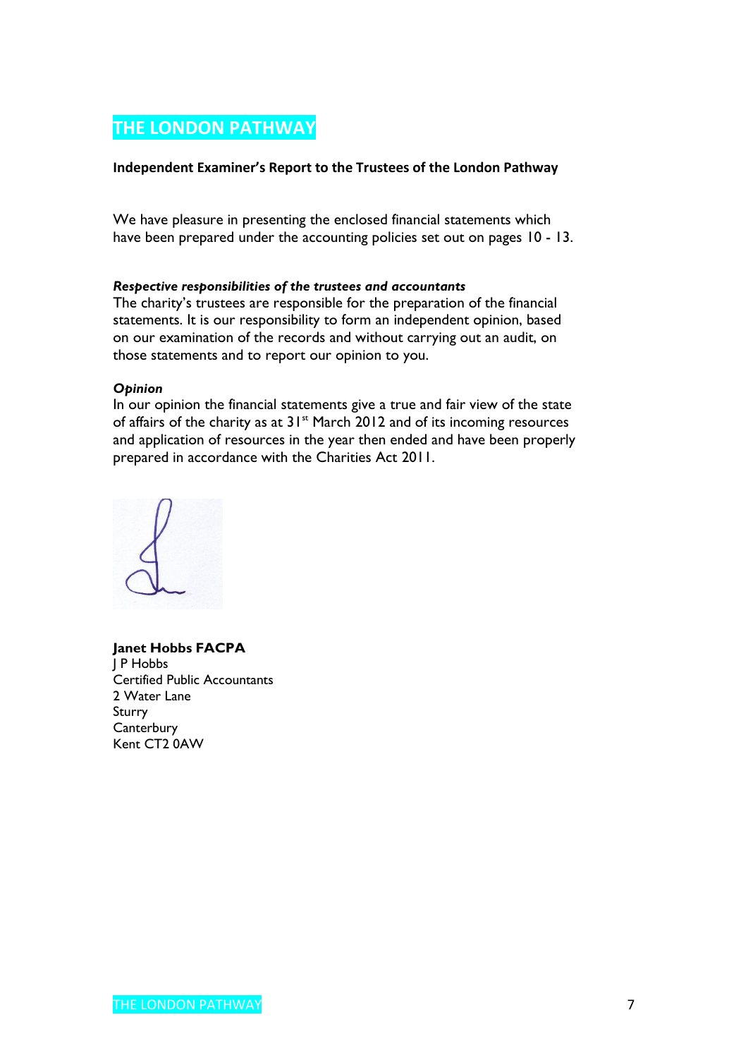# THE LONDON PATHWAY

**Independent Examiner's Report to the Trustees of the London Pathway**

We have pleasure in presenting the enclosed financial statements which have been prepared under the accounting policies set out on pages 10 - 13.

***Respective responsibilities of the trustees and accountants***

The charity's trustees are responsible for the preparation of the financial statements. It is our responsibility to form an independent opinion, based on our examination of the records and without carrying out an audit, on those statements and to report our opinion to you.

***Opinion***

In our opinion the financial statements give a true and fair view of the state of affairs of the charity as at 31st March 2012 and of its incoming resources and application of resources in the year then ended and have been properly prepared in accordance with the Charities Act 2011.

**Janet Hobbs FACPA**
J P Hobbs
Certified Public Accountants
2 Water Lane
Sturry
Canterbury
Kent CT2 0AW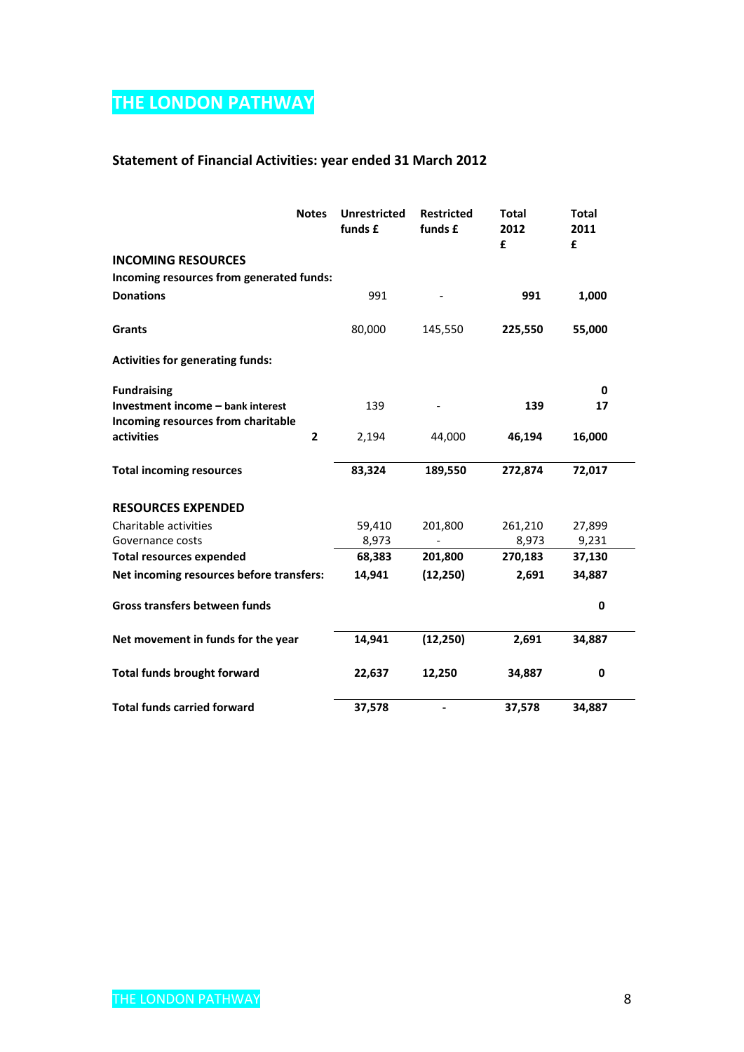# THE LONDON PATHWAY

## Statement of Financial Activities: year ended 31 March 2012

| | Notes | Unrestricted funds £ | Restricted funds £ | Total 2012 £ | Total 2011 £ |
|---|---|---|---|---|---|
| **INCOMING RESOURCES** | | | | | |
| **Incoming resources from generated funds:** | | | | | |
| **Donations** | | 991 | - | **991** | **1,000** |
| **Grants** | | 80,000 | 145,550 | **225,550** | **55,000** |
| **Activities for generating funds:** | | | | | |
| **Fundraising** | | | | | **0** |
| **Investment income – bank interest** | | 139 | - | **139** | **17** |
| **Incoming resources from charitable activities** | **2** | 2,194 | 44,000 | **46,194** | **16,000** |
| **Total incoming resources** | | **83,324** | **189,550** | **272,874** | **72,017** |
| **RESOURCES EXPENDED** | | | | | |
| Charitable activities | | 59,410 | 201,800 | 261,210 | 27,899 |
| Governance costs | | 8,973 | - | 8,973 | 9,231 |
| **Total resources expended** | | **68,383** | **201,800** | **270,183** | **37,130** |
| **Net incoming resources before transfers:** | | **14,941** | **(12,250)** | **2,691** | **34,887** |
| **Gross transfers between funds** | | | | | **0** |
| **Net movement in funds for the year** | | **14,941** | **(12,250)** | **2,691** | **34,887** |
| **Total funds brought forward** | | **22,637** | **12,250** | **34,887** | **0** |
| **Total funds carried forward** | | **37,578** | **-** | **37,578** | **34,887** |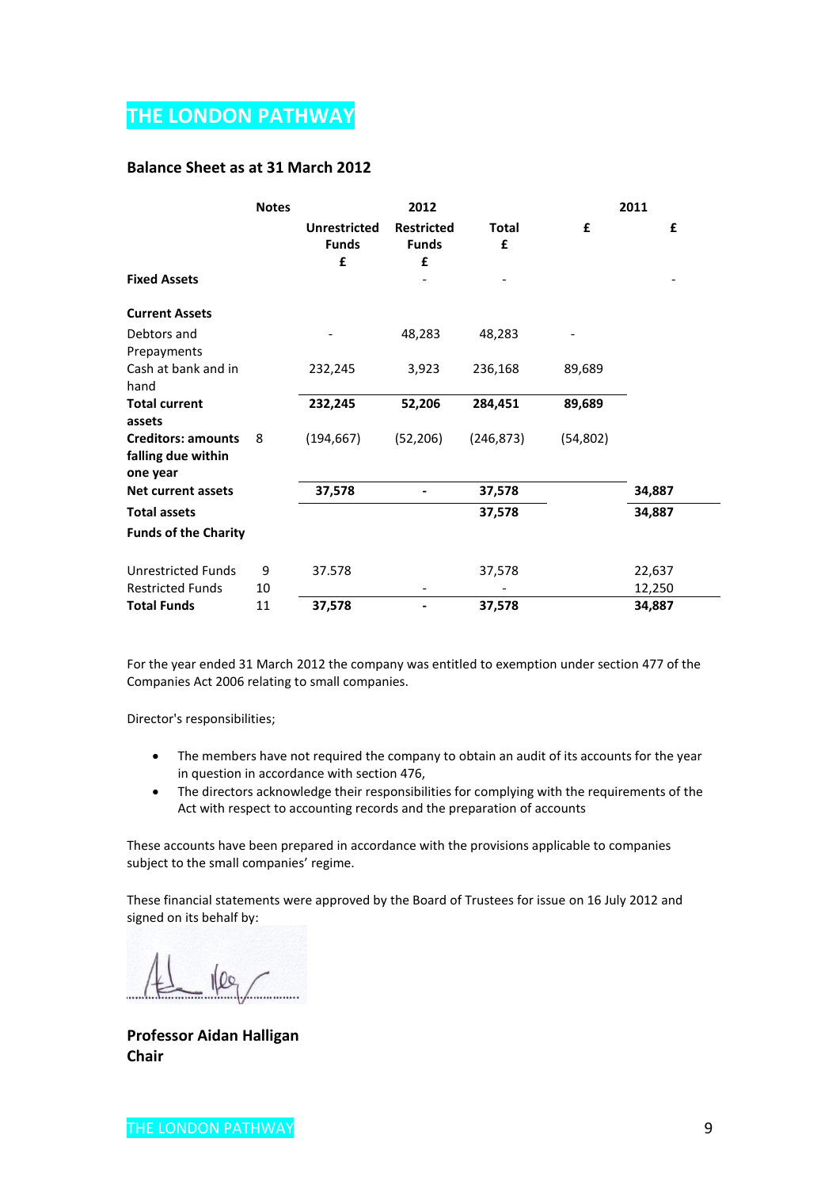# THE LONDON PATHWAY

## Balance Sheet as at 31 March 2012

| | Notes | 2012 | | | 2011 | |
|---|---|---|---|---|---|---|
| | | **Unrestricted Funds £** | **Restricted Funds £** | **Total £** | **£** | **£** |
| **Fixed Assets** | | | - | - | | - |
| **Current Assets** | | | | | | |
| Debtors and Prepayments | | - | 48,283 | 48,283 | - | |
| Cash at bank and in hand | | 232,245 | 3,923 | 236,168 | 89,689 | |
| **Total current assets** | | **232,245** | **52,206** | **284,451** | **89,689** | |
| **Creditors: amounts falling due within one year** | 8 | (194,667) | (52,206) | (246,873) | (54,802) | |
| **Net current assets** | | **37,578** | **-** | **37,578** | | **34,887** |
| **Total assets** | | | | **37,578** | | **34,887** |
| **Funds of the Charity** | | | | | | |
| Unrestricted Funds | 9 | 37.578 | | 37,578 | | 22,637 |
| Restricted Funds | 10 | | - | - | | 12,250 |
| **Total Funds** | 11 | **37,578** | **-** | **37,578** | | **34,887** |

For the year ended 31 March 2012 the company was entitled to exemption under section 477 of the Companies Act 2006 relating to small companies.

Director's responsibilities;

- The members have not required the company to obtain an audit of its accounts for the year in question in accordance with section 476,
- The directors acknowledge their responsibilities for complying with the requirements of the Act with respect to accounting records and the preparation of accounts

These accounts have been prepared in accordance with the provisions applicable to companies subject to the small companies' regime.

These financial statements were approved by the Board of Trustees for issue on 16 July 2012 and signed on its behalf by:

**Professor Aidan Halligan**
**Chair**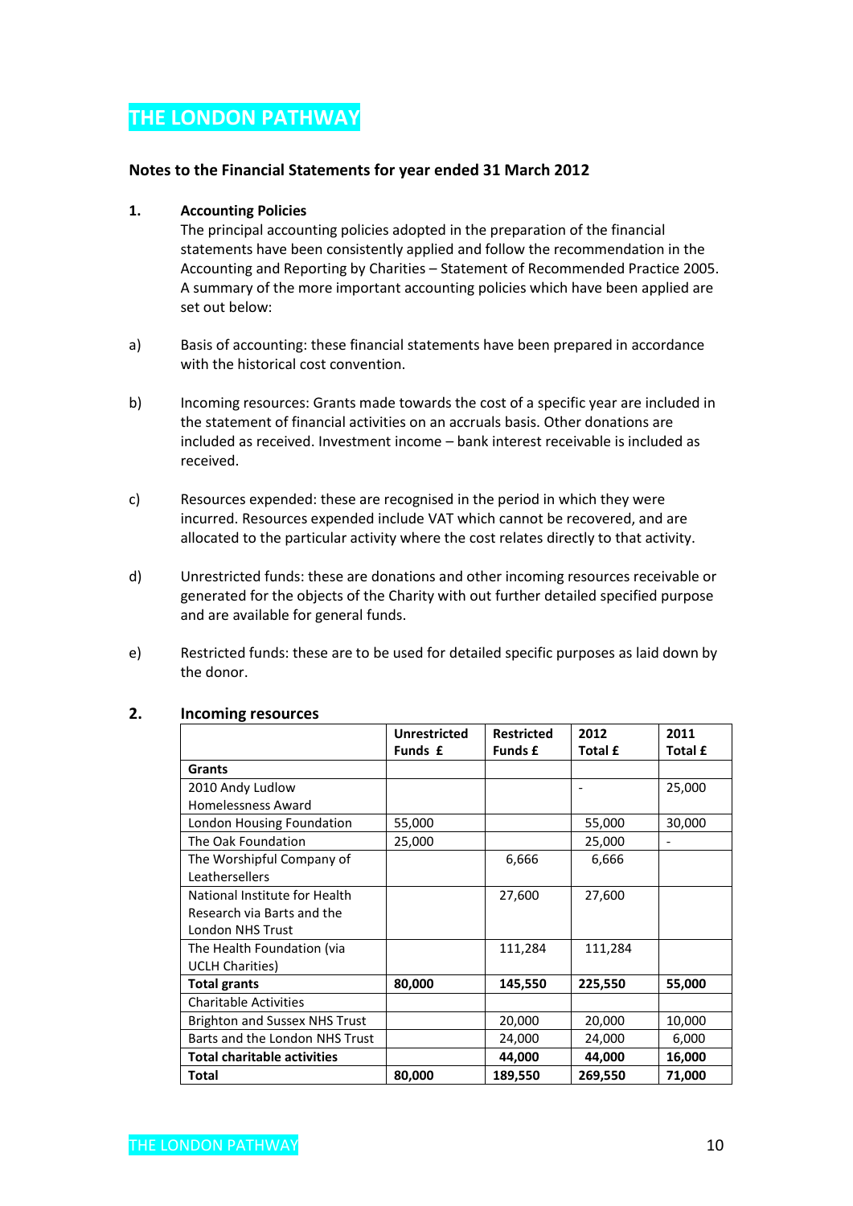# THE LONDON PATHWAY

## Notes to the Financial Statements for year ended 31 March 2012

### 1. Accounting Policies

The principal accounting policies adopted in the preparation of the financial statements have been consistently applied and follow the recommendation in the Accounting and Reporting by Charities – Statement of Recommended Practice 2005. A summary of the more important accounting policies which have been applied are set out below:

a) Basis of accounting: these financial statements have been prepared in accordance with the historical cost convention.

b) Incoming resources: Grants made towards the cost of a specific year are included in the statement of financial activities on an accruals basis. Other donations are included as received. Investment income – bank interest receivable is included as received.

c) Resources expended: these are recognised in the period in which they were incurred. Resources expended include VAT which cannot be recovered, and are allocated to the particular activity where the cost relates directly to that activity.

d) Unrestricted funds: these are donations and other incoming resources receivable or generated for the objects of the Charity with out further detailed specified purpose and are available for general funds.

e) Restricted funds: these are to be used for detailed specific purposes as laid down by the donor.

### 2. Incoming resources

| | Unrestricted Funds £ | Restricted Funds £ | 2012 Total £ | 2011 Total £ |
|---|---|---|---|---|
| **Grants** | | | | |
| 2010 Andy Ludlow Homelessness Award | | | - | 25,000 |
| London Housing Foundation | 55,000 | | 55,000 | 30,000 |
| The Oak Foundation | 25,000 | | 25,000 | - |
| The Worshipful Company of Leathersellers | | 6,666 | 6,666 | |
| National Institute for Health Research via Barts and the London NHS Trust | | 27,600 | 27,600 | |
| The Health Foundation (via UCLH Charities) | | 111,284 | 111,284 | |
| **Total grants** | **80,000** | **145,550** | **225,550** | **55,000** |
| Charitable Activities | | | | |
| Brighton and Sussex NHS Trust | | 20,000 | 20,000 | 10,000 |
| Barts and the London NHS Trust | | 24,000 | 24,000 | 6,000 |
| **Total charitable activities** | | **44,000** | **44,000** | **16,000** |
| **Total** | **80,000** | **189,550** | **269,550** | **71,000** |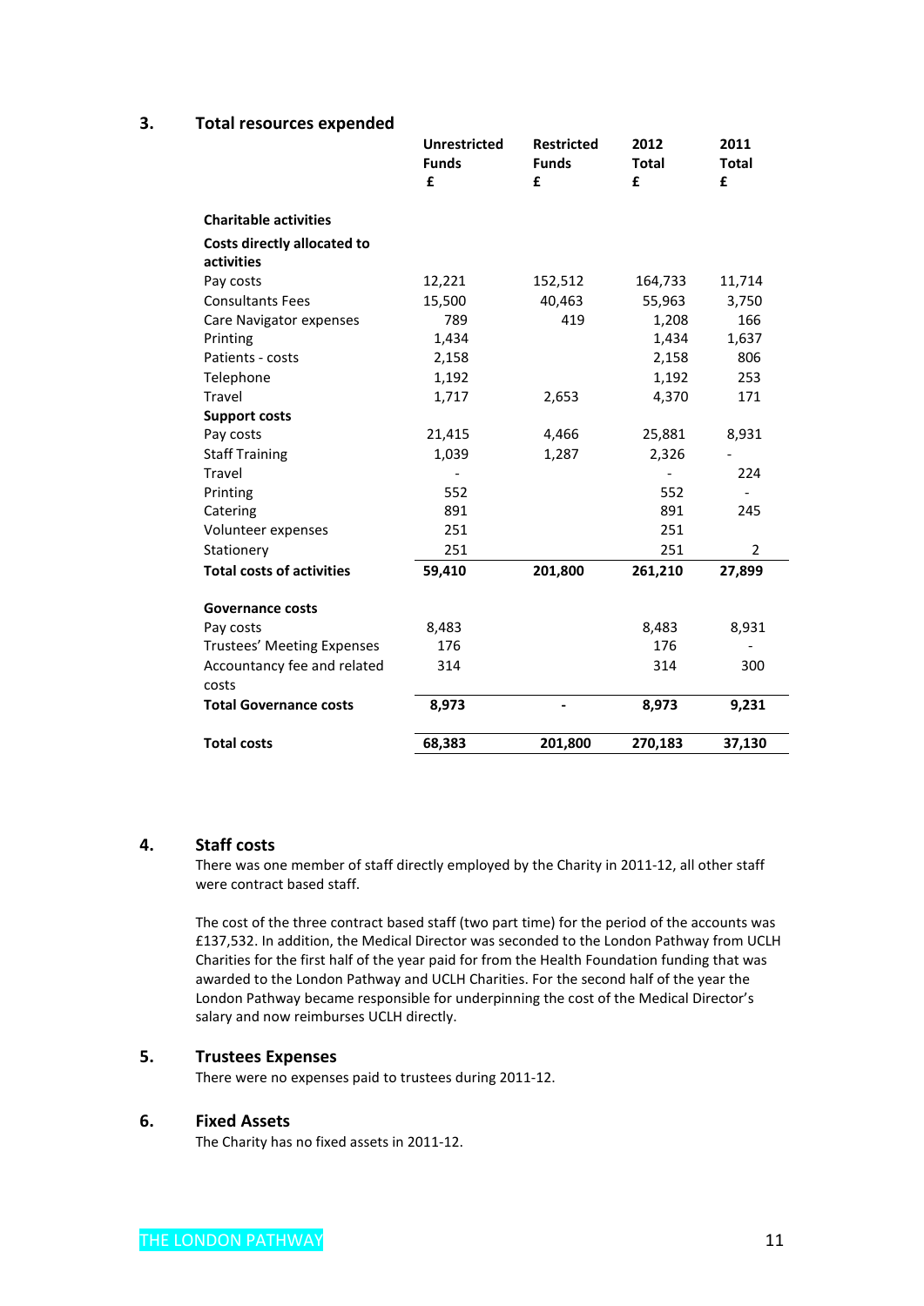## 3. Total resources expended

| | Unrestricted Funds £ | Restricted Funds £ | 2012 Total £ | 2011 Total £ |
|---|---|---|---|---|
| **Charitable activities** | | | | |
| **Costs directly allocated to activities** | | | | |
| Pay costs | 12,221 | 152,512 | 164,733 | 11,714 |
| Consultants Fees | 15,500 | 40,463 | 55,963 | 3,750 |
| Care Navigator expenses | 789 | 419 | 1,208 | 166 |
| Printing | 1,434 | | 1,434 | 1,637 |
| Patients - costs | 2,158 | | 2,158 | 806 |
| Telephone | 1,192 | | 1,192 | 253 |
| Travel | 1,717 | 2,653 | 4,370 | 171 |
| **Support costs** | | | | |
| Pay costs | 21,415 | 4,466 | 25,881 | 8,931 |
| Staff Training | 1,039 | 1,287 | 2,326 | - |
| Travel | - | | - | 224 |
| Printing | 552 | | 552 | - |
| Catering | 891 | | 891 | 245 |
| Volunteer expenses | 251 | | 251 | |
| Stationery | 251 | | 251 | 2 |
| **Total costs of activities** | **59,410** | **201,800** | **261,210** | **27,899** |
| | | | | |
| **Governance costs** | | | | |
| Pay costs | 8,483 | | 8,483 | 8,931 |
| Trustees' Meeting Expenses | 176 | | 176 | - |
| Accountancy fee and related costs | 314 | | 314 | 300 |
| **Total Governance costs** | **8,973** | **-** | **8,973** | **9,231** |
| | | | | |
| **Total costs** | **68,383** | **201,800** | **270,183** | **37,130** |

## 4. Staff costs

There was one member of staff directly employed by the Charity in 2011-12, all other staff were contract based staff.

The cost of the three contract based staff (two part time) for the period of the accounts was £137,532. In addition, the Medical Director was seconded to the London Pathway from UCLH Charities for the first half of the year paid for from the Health Foundation funding that was awarded to the London Pathway and UCLH Charities. For the second half of the year the London Pathway became responsible for underpinning the cost of the Medical Director's salary and now reimburses UCLH directly.

## 5. Trustees Expenses

There were no expenses paid to trustees during 2011-12.

## 6. Fixed Assets

The Charity has no fixed assets in 2011-12.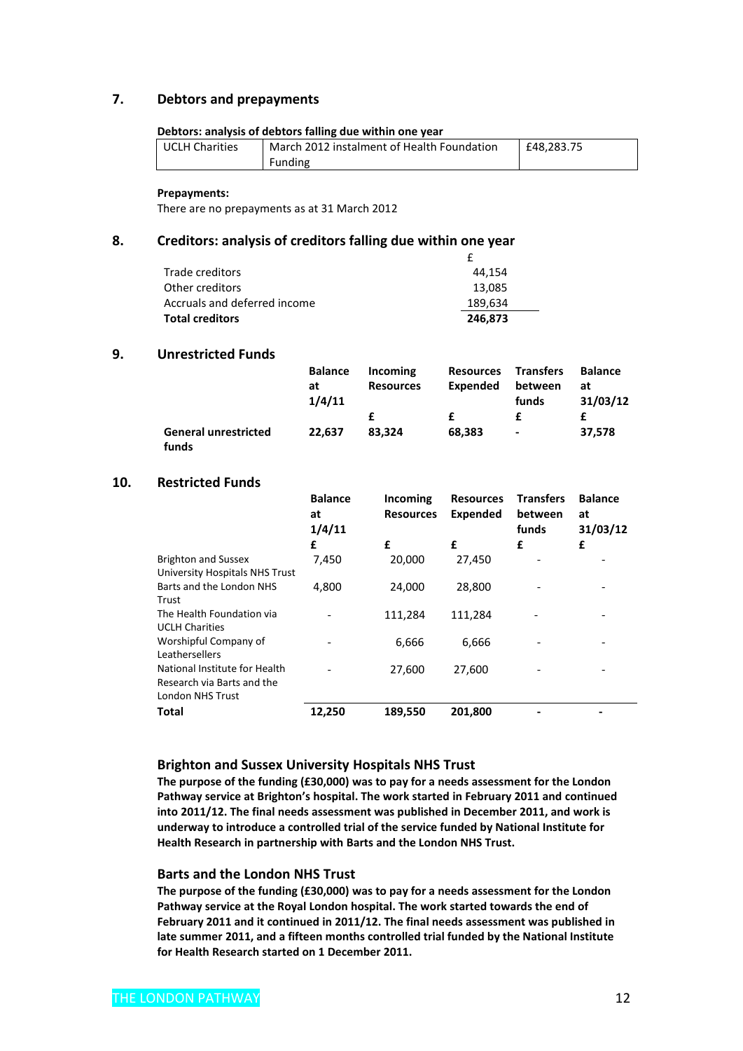## 7. Debtors and prepayments

**Debtors: analysis of debtors falling due within one year**

| UCLH Charities | March 2012 instalment of Health Foundation Funding | £48,283.75 |
|---|---|---|

**Prepayments:**

There are no prepayments as at 31 March 2012

## 8. Creditors: analysis of creditors falling due within one year

| | £ |
|---|---|
| Trade creditors | 44,154 |
| Other creditors | 13,085 |
| Accruals and deferred income | 189,634 |
| **Total creditors** | **246,873** |

## 9. Unrestricted Funds

| | Balance at 1/4/11 | Incoming Resources | Resources Expended | Transfers between funds | Balance at 31/03/12 |
|---|---|---|---|---|---|
| | | £ | £ | £ | £ |
| **General unrestricted funds** | **22,637** | **83,324** | **68,383** | **-** | **37,578** |

## 10. Restricted Funds

| | Balance at 1/4/11 | Incoming Resources | Resources Expended | Transfers between funds | Balance at 31/03/12 |
|---|---|---|---|---|---|
| | £ | £ | £ | £ | £ |
| Brighton and Sussex University Hospitals NHS Trust | 7,450 | 20,000 | 27,450 | - | - |
| Barts and the London NHS Trust | 4,800 | 24,000 | 28,800 | - | - |
| The Health Foundation via UCLH Charities | - | 111,284 | 111,284 | - | - |
| Worshipful Company of Leathersellers | - | 6,666 | 6,666 | - | - |
| National Institute for Health Research via Barts and the London NHS Trust | - | 27,600 | 27,600 | - | - |
| **Total** | **12,250** | **189,550** | **201,800** | **-** | **-** |

### Brighton and Sussex University Hospitals NHS Trust

**The purpose of the funding (£30,000) was to pay for a needs assessment for the London Pathway service at Brighton's hospital. The work started in February 2011 and continued into 2011/12. The final needs assessment was published in December 2011, and work is underway to introduce a controlled trial of the service funded by National Institute for Health Research in partnership with Barts and the London NHS Trust.**

### Barts and the London NHS Trust

**The purpose of the funding (£30,000) was to pay for a needs assessment for the London Pathway service at the Royal London hospital. The work started towards the end of February 2011 and it continued in 2011/12. The final needs assessment was published in late summer 2011, and a fifteen months controlled trial funded by the National Institute for Health Research started on 1 December 2011.**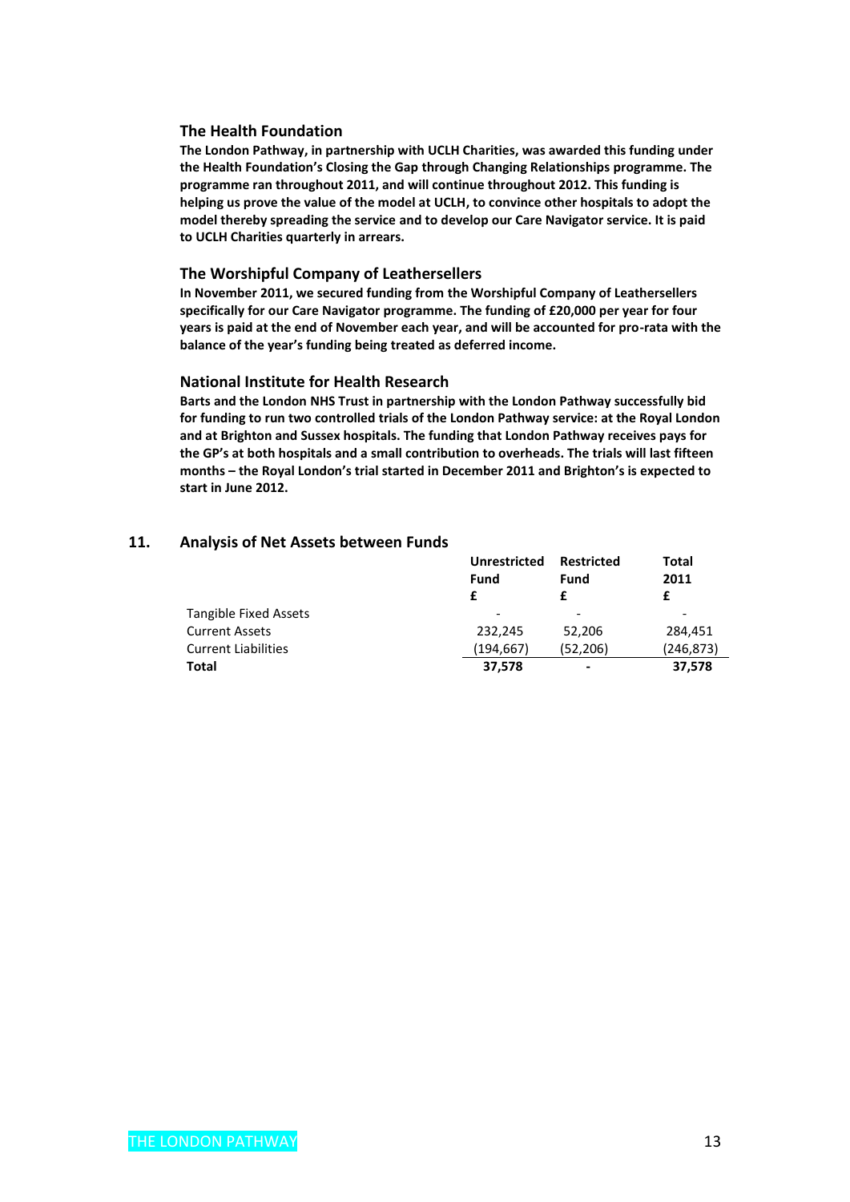### The Health Foundation

**The London Pathway, in partnership with UCLH Charities, was awarded this funding under the Health Foundation's Closing the Gap through Changing Relationships programme. The programme ran throughout 2011, and will continue throughout 2012. This funding is helping us prove the value of the model at UCLH, to convince other hospitals to adopt the model thereby spreading the service and to develop our Care Navigator service. It is paid to UCLH Charities quarterly in arrears.**

### The Worshipful Company of Leathersellers

**In November 2011, we secured funding from the Worshipful Company of Leathersellers specifically for our Care Navigator programme. The funding of £20,000 per year for four years is paid at the end of November each year, and will be accounted for pro-rata with the balance of the year's funding being treated as deferred income.**

### National Institute for Health Research

**Barts and the London NHS Trust in partnership with the London Pathway successfully bid for funding to run two controlled trials of the London Pathway service: at the Royal London and at Brighton and Sussex hospitals. The funding that London Pathway receives pays for the GP's at both hospitals and a small contribution to overheads. The trials will last fifteen months – the Royal London's trial started in December 2011 and Brighton's is expected to start in June 2012.**

## 11. Analysis of Net Assets between Funds

| | Unrestricted Fund £ | Restricted Fund £ | Total 2011 £ |
|---|---|---|---|
| Tangible Fixed Assets | - | - | - |
| Current Assets | 232,245 | 52,206 | 284,451 |
| Current Liabilities | (194,667) | (52,206) | (246,873) |
| **Total** | **37,578** | **-** | **37,578** |